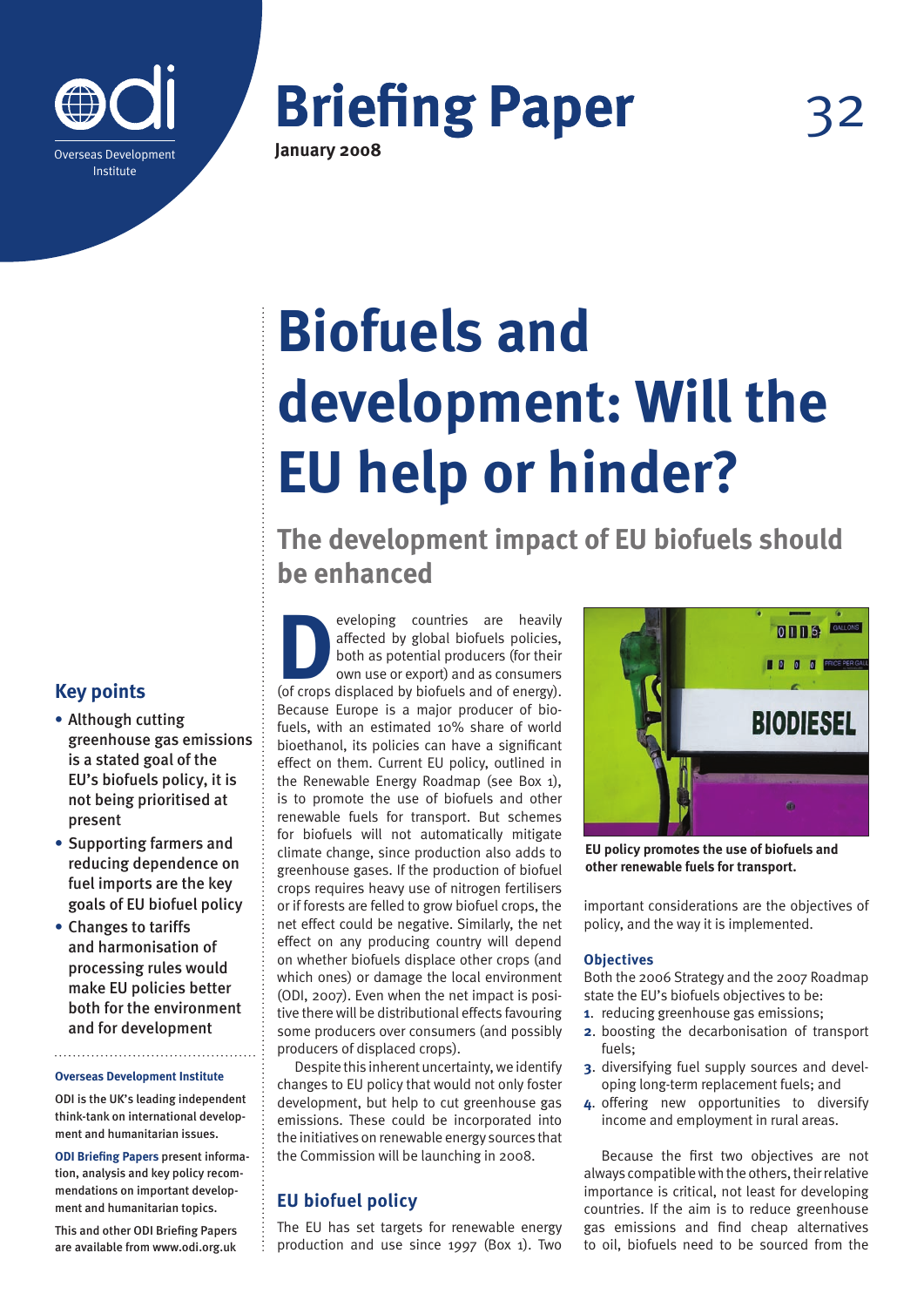# Briefing Paper 32

**January 2008**

# Biofuels and development: Will the EU help or hinder?

## The development impact of EU biofuels should be enhanced

### Key points

- Although cutting greenhouse gas emissions is a stated goal of the EU's biofuels policy, it is not being prioritised at present
- Supporting farmers and reducing dependence on fuel imports are the key goals of EU biofuel policy
- Changes to tariffs and harmonisation of processing rules would make EU policies better both for the environment and for development

**Overseas Development Institute**

ODI is the UK's leading independent think-tank on international development and humanitarian issues.

**ODI Briefing Papers** present information, analysis and key policy recommendations on important development and humanitarian topics.

This and other ODI Briefing Papers are available from www.odi.org.uk

Developing countries are heavily affected by global biofuels policies, both as potential producers (for their own use or export) and as consumers (of crops displaced by biofuels and of energy). Because Europe is a major producer of biofuels, with an estimated 10% share of world bioethanol, its policies can have a significant effect on them. Current EU policy, outlined in the Renewable Energy Roadmap (see Box 1), is to promote the use of biofuels and other renewable fuels for transport. But schemes for biofuels will not automatically mitigate climate change, since production also adds to greenhouse gases. If the production of biofuel crops requires heavy use of nitrogen fertilisers or if forests are felled to grow biofuel crops, the net effect could be negative. Similarly, the net effect on any producing country will depend on whether biofuels displace other crops (and which ones) or damage the local environment (ODI, 2007). Even when the net impact is positive there will be distributional effects favouring some producers over consumers (and possibly producers of displaced crops).

Despite this inherent uncertainty, we identify changes to EU policy that would not only foster development, but help to cut greenhouse gas emissions. These could be incorporated into the initiatives on renewable energy sources that the Commission will be launching in 2008.

**EU policy promotes the use of biofuels and other renewable fuels for transport.**

## EU biofuel policy

The EU has set targets for renewable energy production and use since 1997 (Box 1). Two important considerations are the objectives of policy, and the way it is implemented.

### Objectives

Both the 2006 Strategy and the 2007 Roadmap state the EU's biofuels objectives to be:

1. reducing greenhouse gas emissions;
2. boosting the decarbonisation of transport fuels;
3. diversifying fuel supply sources and developing long-term replacement fuels; and
4. offering new opportunities to diversify income and employment in rural areas.

Because the first two objectives are not always compatible with the others, their relative importance is critical, not least for developing countries. If the aim is to reduce greenhouse gas emissions and find cheap alternatives to oil, biofuels need to be sourced from the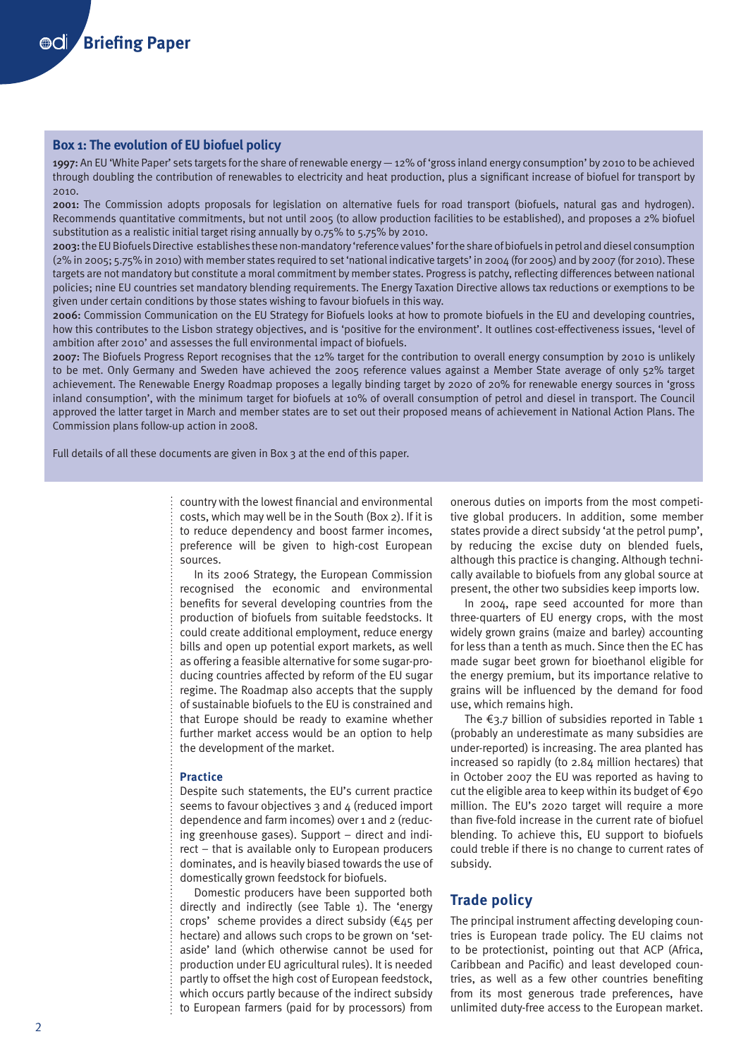## Box 1: The evolution of EU biofuel policy

**1997**: An EU 'White Paper' sets targets for the share of renewable energy — 12% of 'gross inland energy consumption' by 2010 to be achieved through doubling the contribution of renewables to electricity and heat production, plus a significant increase of biofuel for transport by 2010.

**2001**: The Commission adopts proposals for legislation on alternative fuels for road transport (biofuels, natural gas and hydrogen). Recommends quantitative commitments, but not until 2005 (to allow production facilities to be established), and proposes a 2% biofuel substitution as a realistic initial target rising annually by 0.75% to 5.75% by 2010.

**2003**: the EU Biofuels Directive establishes these non-mandatory 'reference values' for the share of biofuels in petrol and diesel consumption (2% in 2005; 5.75% in 2010) with member states required to set 'national indicative targets' in 2004 (for 2005) and by 2007 (for 2010). These targets are not mandatory but constitute a moral commitment by member states. Progress is patchy, reflecting differences between national policies; nine EU countries set mandatory blending requirements. The Energy Taxation Directive allows tax reductions or exemptions to be given under certain conditions by those states wishing to favour biofuels in this way.

**2006**: Commission Communication on the EU Strategy for Biofuels looks at how to promote biofuels in the EU and developing countries, how this contributes to the Lisbon strategy objectives, and is 'positive for the environment'. It outlines cost-effectiveness issues, 'level of ambition after 2010' and assesses the full environmental impact of biofuels.

**2007**: The Biofuels Progress Report recognises that the 12% target for the contribution to overall energy consumption by 2010 is unlikely to be met. Only Germany and Sweden have achieved the 2005 reference values against a Member State average of only 52% target achievement. The Renewable Energy Roadmap proposes a legally binding target by 2020 of 20% for renewable energy sources in 'gross inland consumption', with the minimum target for biofuels at 10% of overall consumption of petrol and diesel in transport. The Council approved the latter target in March and member states are to set out their proposed means of achievement in National Action Plans. The Commission plans follow-up action in 2008.

Full details of all these documents are given in Box 3 at the end of this paper.

country with the lowest financial and environmental costs, which may well be in the South (Box 2). If it is to reduce dependency and boost farmer incomes, preference will be given to high-cost European sources.

In its 2006 Strategy, the European Commission recognised the economic and environmental benefits for several developing countries from the production of biofuels from suitable feedstocks. It could create additional employment, reduce energy bills and open up potential export markets, as well as offering a feasible alternative for some sugar-producing countries affected by reform of the EU sugar regime. The Roadmap also accepts that the supply of sustainable biofuels to the EU is constrained and that Europe should be ready to examine whether further market access would be an option to help the development of the market.

### Practice

Despite such statements, the EU's current practice seems to favour objectives 3 and 4 (reduced import dependence and farm incomes) over 1 and 2 (reducing greenhouse gases). Support – direct and indirect – that is available only to European producers dominates, and is heavily biased towards the use of domestically grown feedstock for biofuels.

Domestic producers have been supported both directly and indirectly (see Table 1). The 'energy crops' scheme provides a direct subsidy (€45 per hectare) and allows such crops to be grown on 'set-aside' land (which otherwise cannot be used for production under EU agricultural rules). It is needed partly to offset the high cost of European feedstock, which occurs partly because of the indirect subsidy to European farmers (paid for by processors) from onerous duties on imports from the most competitive global producers. In addition, some member states provide a direct subsidy 'at the petrol pump', by reducing the excise duty on blended fuels, although this practice is changing. Although technically available to biofuels from any global source at present, the other two subsidies keep imports low.

In 2004, rape seed accounted for more than three-quarters of EU energy crops, with the most widely grown grains (maize and barley) accounting for less than a tenth as much. Since then the EC has made sugar beet grown for bioethanol eligible for the energy premium, but its importance relative to grains will be influenced by the demand for food use, which remains high.

The €3.7 billion of subsidies reported in Table 1 (probably an underestimate as many subsidies are under-reported) is increasing. The area planted has increased so rapidly (to 2.84 million hectares) that in October 2007 the EU was reported as having to cut the eligible area to keep within its budget of €90 million. The EU's 2020 target will require a more than five-fold increase in the current rate of biofuel blending. To achieve this, EU support to biofuels could treble if there is no change to current rates of subsidy.

## Trade policy

The principal instrument affecting developing countries is European trade policy. The EU claims not to be protectionist, pointing out that ACP (Africa, Caribbean and Pacific) and least developed countries, as well as a few other countries benefiting from its most generous trade preferences, have unlimited duty-free access to the European market.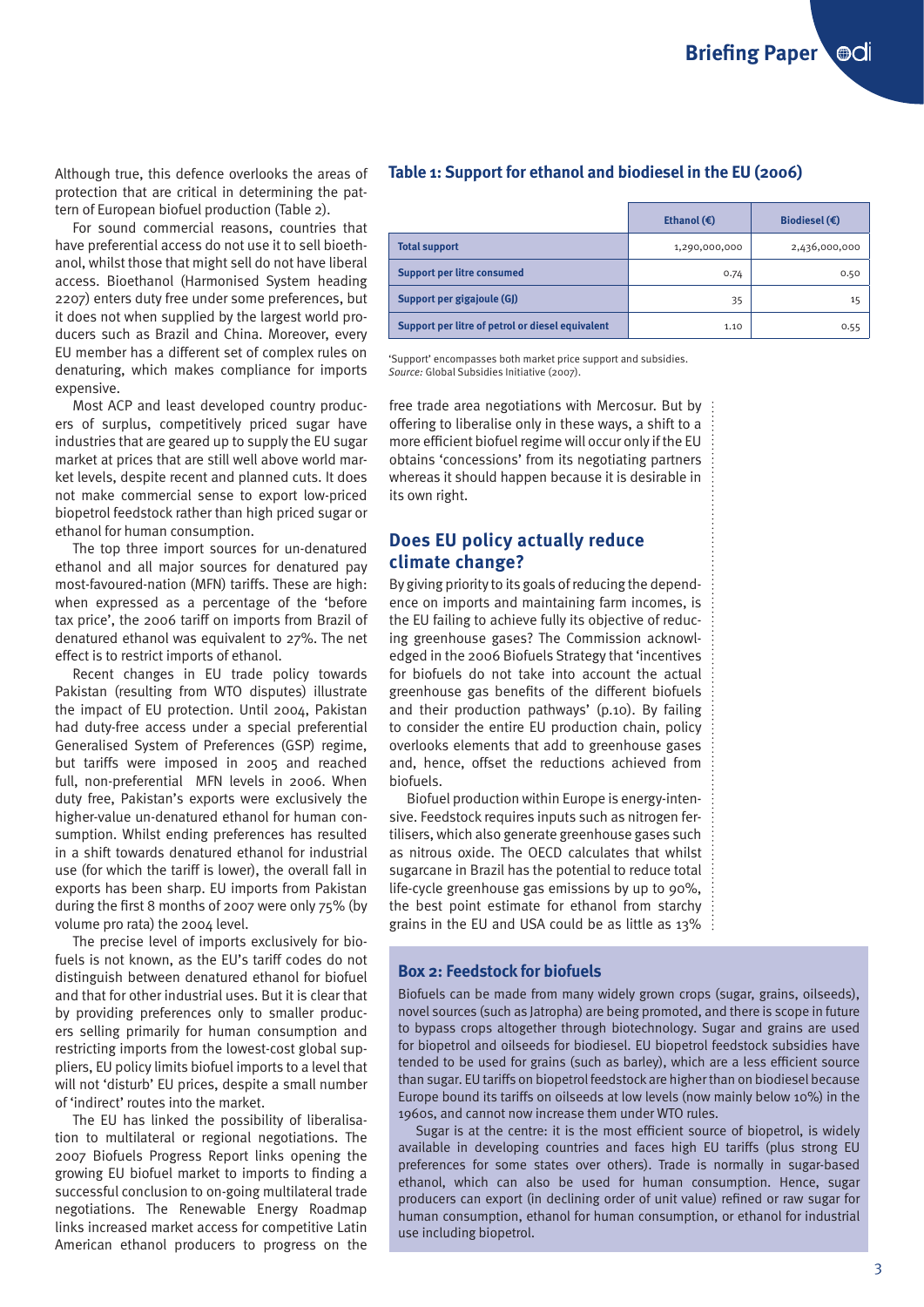Although true, this defence overlooks the areas of protection that are critical in determining the pattern of European biofuel production (Table 2).

For sound commercial reasons, countries that have preferential access do not use it to sell bioethanol, whilst those that might sell do not have liberal access. Bioethanol (Harmonised System heading 2207) enters duty free under some preferences, but it does not when supplied by the largest world producers such as Brazil and China. Moreover, every EU member has a different set of complex rules on denaturing, which makes compliance for imports expensive.

Most ACP and least developed country producers of surplus, competitively priced sugar have industries that are geared up to supply the EU sugar market at prices that are still well above world market levels, despite recent and planned cuts. It does not make commercial sense to export low-priced biopetrol feedstock rather than high priced sugar or ethanol for human consumption.

The top three import sources for un-denatured ethanol and all major sources for denatured pay most-favoured-nation (MFN) tariffs. These are high: when expressed as a percentage of the 'before tax price', the 2006 tariff on imports from Brazil of denatured ethanol was equivalent to 27%. The net effect is to restrict imports of ethanol.

Recent changes in EU trade policy towards Pakistan (resulting from WTO disputes) illustrate the impact of EU protection. Until 2004, Pakistan had duty-free access under a special preferential Generalised System of Preferences (GSP) regime, but tariffs were imposed in 2005 and reached full, non-preferential MFN levels in 2006. When duty free, Pakistan's exports were exclusively the higher-value un-denatured ethanol for human consumption. Whilst ending preferences has resulted in a shift towards denatured ethanol for industrial use (for which the tariff is lower), the overall fall in exports has been sharp. EU imports from Pakistan during the first 8 months of 2007 were only 75% (by volume pro rata) the 2004 level.

The precise level of imports exclusively for biofuels is not known, as the EU's tariff codes do not distinguish between denatured ethanol for biofuel and that for other industrial uses. But it is clear that by providing preferences only to smaller producers selling primarily for human consumption and restricting imports from the lowest-cost global suppliers, EU policy limits biofuel imports to a level that will not 'disturb' EU prices, despite a small number of 'indirect' routes into the market.

The EU has linked the possibility of liberalisation to multilateral or regional negotiations. The 2007 Biofuels Progress Report links opening the growing EU biofuel market to imports to finding a successful conclusion to on-going multilateral trade negotiations. The Renewable Energy Roadmap links increased market access for competitive Latin American ethanol producers to progress on the free trade area negotiations with Mercosur. But by offering to liberalise only in these ways, a shift to a more efficient biofuel regime will occur only if the EU obtains 'concessions' from its negotiating partners whereas it should happen because it is desirable in its own right.

**Table 1: Support for ethanol and biodiesel in the EU (2006)**

| | Ethanol (€) | Biodiesel (€) |
|---|---|---|
| **Total support** | 1,290,000,000 | 2,436,000,000 |
| **Support per litre consumed** | 0.74 | 0.50 |
| **Support per gigajoule (GJ)** | 35 | 15 |
| **Support per litre of petrol or diesel equivalent** | 1.10 | 0.55 |

'Support' encompasses both market price support and subsidies.
*Source:* Global Subsidies Initiative (2007).

## Does EU policy actually reduce climate change?

By giving priority to its goals of reducing the dependence on imports and maintaining farm incomes, is the EU failing to achieve fully its objective of reducing greenhouse gases? The Commission acknowledged in the 2006 Biofuels Strategy that 'incentives for biofuels do not take into account the actual greenhouse gas benefits of the different biofuels and their production pathways' (p.10). By failing to consider the entire EU production chain, policy overlooks elements that add to greenhouse gases and, hence, offset the reductions achieved from biofuels.

Biofuel production within Europe is energy-intensive. Feedstock requires inputs such as nitrogen fertilisers, which also generate greenhouse gases such as nitrous oxide. The OECD calculates that whilst sugarcane in Brazil has the potential to reduce total life-cycle greenhouse gas emissions by up to 90%, the best point estimate for ethanol from starchy grains in the EU and USA could be as little as 13%

### Box 2: Feedstock for biofuels

Biofuels can be made from many widely grown crops (sugar, grains, oilseeds), novel sources (such as Jatropha) are being promoted, and there is scope in future to bypass crops altogether through biotechnology. Sugar and grains are used for biopetrol and oilseeds for biodiesel. EU biopetrol feedstock subsidies have tended to be used for grains (such as barley), which are a less efficient source than sugar. EU tariffs on biopetrol feedstock are higher than on biodiesel because Europe bound its tariffs on oilseeds at low levels (now mainly below 10%) in the 1960s, and cannot now increase them under WTO rules.

Sugar is at the centre: it is the most efficient source of biopetrol, is widely available in developing countries and faces high EU tariffs (plus strong EU preferences for some states over others). Trade is normally in sugar-based ethanol, which can also be used for human consumption. Hence, sugar producers can export (in declining order of unit value) refined or raw sugar for human consumption, ethanol for human consumption, or ethanol for industrial use including biopetrol.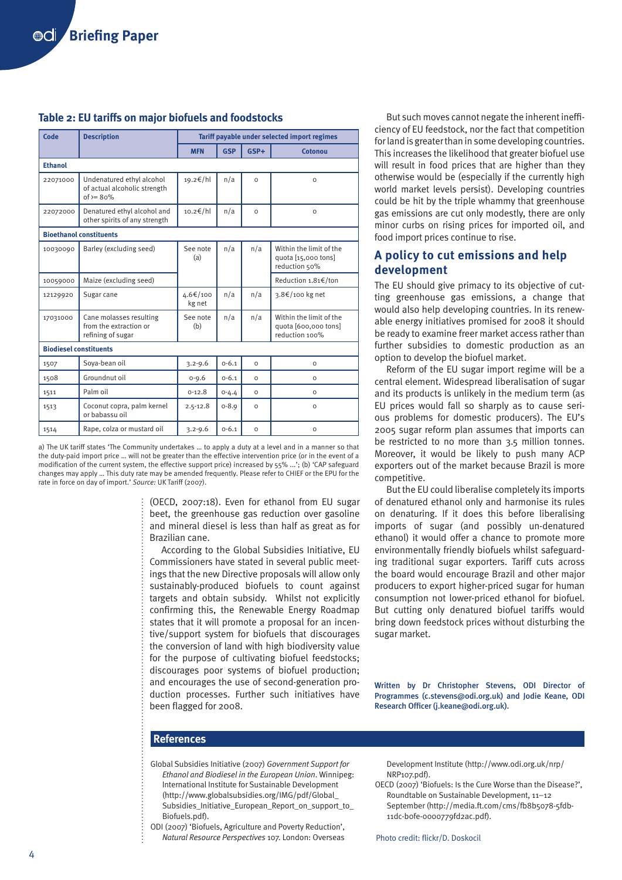## Table 2: EU tariffs on major biofuels and foodstocks

| Code | Description | Tariff payable under selected import regimes | | | |
|---|---|---|---|---|---|
| | | MFN | GSP | GSP+ | Cotonou |
| **Ethanol** | | | | | |
| 22071000 | Undenatured ethyl alcohol of actual alcoholic strength of >= 80% | 19.2€/hl | n/a | 0 | 0 |
| 22072000 | Denatured ethyl alcohol and other spirits of any strength | 10.2€/hl | n/a | 0 | 0 |
| **Bioethanol constituents** | | | | | |
| 10030090 | Barley (excluding seed) | See note (a) | n/a | n/a | Within the limit of the quota [15,000 tons] reduction 50% |
| 10059000 | Maize (excluding seed) | | | | Reduction 1.81€/ton |
| 12129920 | Sugar cane | 4.6€/100 kg net | n/a | n/a | 3.8€/100 kg net |
| 17031000 | Cane molasses resulting from the extraction or refining of sugar | See note (b) | n/a | n/a | Within the limit of the quota [600,000 tons] reduction 100% |
| **Biodiesel constituents** | | | | | |
| 1507 | Soya-bean oil | 3.2-9.6 | 0-6.1 | 0 | 0 |
| 1508 | Groundnut oil | 0-9.6 | 0-6.1 | 0 | 0 |
| 1511 | Palm oil | 0-12.8 | 0-4.4 | 0 | 0 |
| 1513 | Coconut copra, palm kernel or babassu oil | 2.5-12.8 | 0-8.9 | 0 | 0 |
| 1514 | Rape, colza or mustard oil | 3.2-9.6 | 0-6.1 | 0 | 0 |

a) The UK tariff states 'The Community undertakes … to apply a duty at a level and in a manner so that the duty-paid import price … will not be greater than the effective intervention price (or in the event of a modification of the current system, the effective support price) increased by 55% …'; (b) 'CAP safeguard changes may apply … This duty rate may be amended frequently. Please refer to CHIEF or the EPU for the rate in force on day of import.' *Source:* UK Tariff (2007).

(OECD, 2007:18). Even for ethanol from EU sugar beet, the greenhouse gas reduction over gasoline and mineral diesel is less than half as great as for Brazilian cane.

According to the Global Subsidies Initiative, EU Commissioners have stated in several public meetings that the new Directive proposals will allow only sustainably-produced biofuels to count against targets and obtain subsidy. Whilst not explicitly confirming this, the Renewable Energy Roadmap states that it will promote a proposal for an incentive/support system for biofuels that discourages the conversion of land with high biodiversity value for the purpose of cultivating biofuel feedstocks; discourages poor systems of biofuel production; and encourages the use of second-generation production processes. Further such initiatives have been flagged for 2008.

But such moves cannot negate the inherent inefficiency of EU feedstock, nor the fact that competition for land is greater than in some developing countries. This increases the likelihood that greater biofuel use will result in food prices that are higher than they otherwise would be (especially if the currently high world market levels persist). Developing countries could be hit by the triple whammy that greenhouse gas emissions are cut only modestly, there are only minor curbs on rising prices for imported oil, and food import prices continue to rise.

## A policy to cut emissions and help development

The EU should give primacy to its objective of cutting greenhouse gas emissions, a change that would also help developing countries. In its renewable energy initiatives promised for 2008 it should be ready to examine freer market access rather than further subsidies to domestic production as an option to develop the biofuel market.

Reform of the EU sugar import regime will be a central element. Widespread liberalisation of sugar and its products is unlikely in the medium term (as EU prices would fall so sharply as to cause serious problems for domestic producers). The EU's 2005 sugar reform plan assumes that imports can be restricted to no more than 3.5 million tonnes. Moreover, it would be likely to push many ACP exporters out of the market because Brazil is more competitive.

But the EU could liberalise completely its imports of denatured ethanol only and harmonise its rules on denaturing. If it does this before liberalising imports of sugar (and possibly un-denatured ethanol) it would offer a chance to promote more environmentally friendly biofuels whilst safeguarding traditional sugar exporters. Tariff cuts across the board would encourage Brazil and other major producers to export higher-priced sugar for human consumption not lower-priced ethanol for biofuel. But cutting only denatured biofuel tariffs would bring down feedstock prices without disturbing the sugar market.

Written by Dr Christopher Stevens, ODI Director of Programmes (c.stevens@odi.org.uk) and Jodie Keane, ODI Research Officer (j.keane@odi.org.uk).

## References

Global Subsidies Initiative (2007) *Government Support for Ethanol and Biodiesel in the European Union*. Winnipeg: International Institute for Sustainable Development (http://www.globalsubsidies.org/IMG/pdf/Global_Subsidies_Initiative_European_Report_on_support_to_Biofuels.pdf).

ODI (2007) 'Biofuels, Agriculture and Poverty Reduction', *Natural Resource Perspectives* 107. London: Overseas Development Institute (http://www.odi.org.uk/nrp/NRP107.pdf).

OECD (2007) 'Biofuels: Is the Cure Worse than the Disease?', Roundtable on Sustainable Development, 11–12 September (http://media.ft.com/cms/fb8b5078-5fdb-11dc-b0fe-0000779fd2ac.pdf).

Photo credit: flickr/D. Doskocil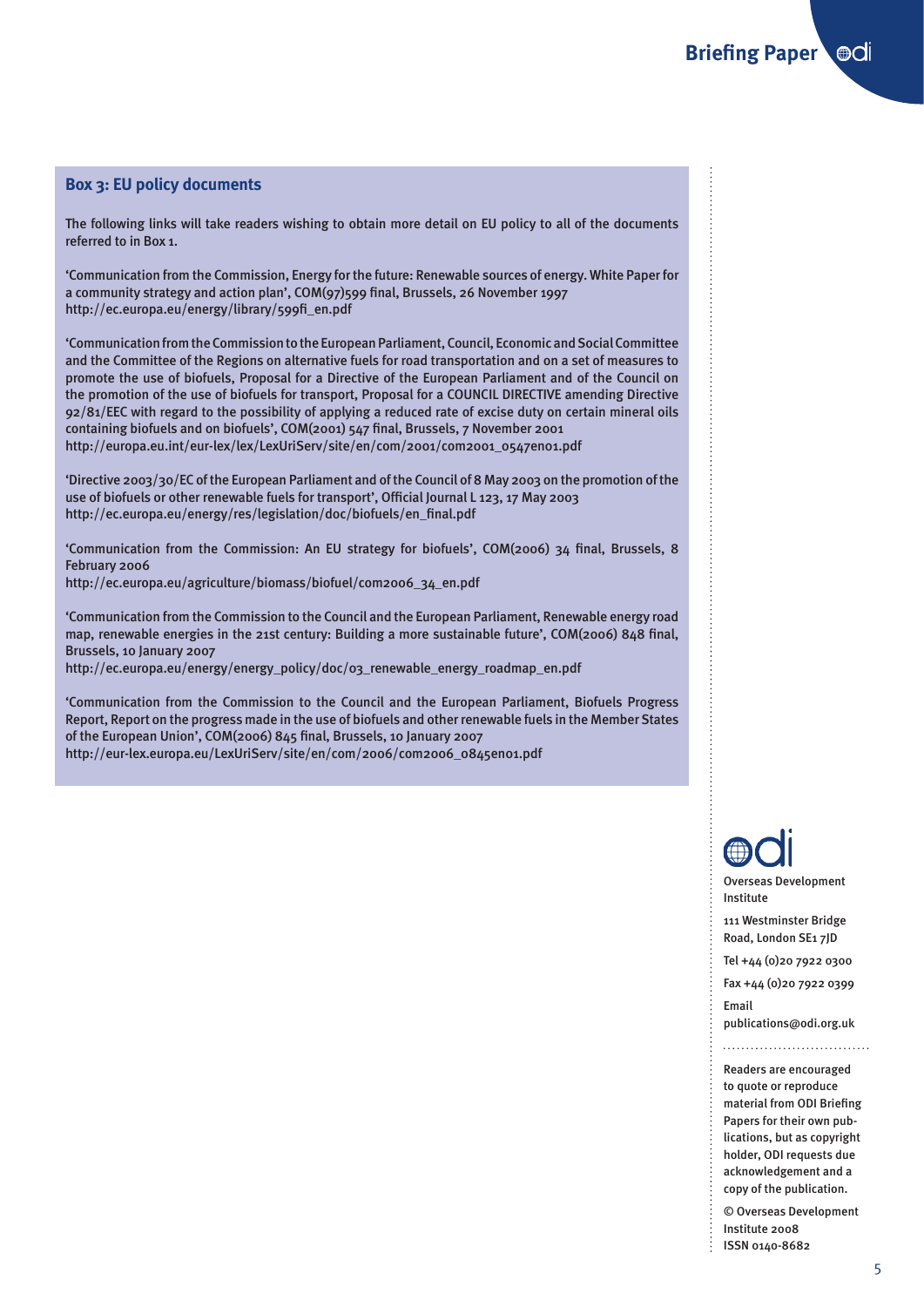### Box 3: EU policy documents

The following links will take readers wishing to obtain more detail on EU policy to all of the documents referred to in Box 1.

'Communication from the Commission, Energy for the future: Renewable sources of energy. White Paper for a community strategy and action plan', COM(97)599 final, Brussels, 26 November 1997
http://ec.europa.eu/energy/library/599fi_en.pdf

'Communication from the Commission to the European Parliament, Council, Economic and Social Committee and the Committee of the Regions on alternative fuels for road transportation and on a set of measures to promote the use of biofuels, Proposal for a Directive of the European Parliament and of the Council on the promotion of the use of biofuels for transport, Proposal for a COUNCIL DIRECTIVE amending Directive 92/81/EEC with regard to the possibility of applying a reduced rate of excise duty on certain mineral oils containing biofuels and on biofuels', COM(2001) 547 final, Brussels, 7 November 2001
http://europa.eu.int/eur-lex/lex/LexUriServ/site/en/com/2001/com2001_0547en01.pdf

'Directive 2003/30/EC of the European Parliament and of the Council of 8 May 2003 on the promotion of the use of biofuels or other renewable fuels for transport', Official Journal L 123, 17 May 2003
http://ec.europa.eu/energy/res/legislation/doc/biofuels/en_final.pdf

'Communication from the Commission: An EU strategy for biofuels', COM(2006) 34 final, Brussels, 8 February 2006
http://ec.europa.eu/agriculture/biomass/biofuel/com2006_34_en.pdf

'Communication from the Commission to the Council and the European Parliament, Renewable energy road map, renewable energies in the 21st century: Building a more sustainable future', COM(2006) 848 final, Brussels, 10 January 2007
http://ec.europa.eu/energy/energy_policy/doc/03_renewable_energy_roadmap_en.pdf

'Communication from the Commission to the Council and the European Parliament, Biofuels Progress Report, Report on the progress made in the use of biofuels and other renewable fuels in the Member States of the European Union', COM(2006) 845 final, Brussels, 10 January 2007
http://eur-lex.europa.eu/LexUriServ/site/en/com/2006/com2006_0845en01.pdf

Overseas Development Institute

111 Westminster Bridge Road, London SE1 7JD

Tel +44 (0)20 7922 0300

Fax +44 (0)20 7922 0399

Email publications@odi.org.uk

Readers are encouraged to quote or reproduce material from ODI Briefing Papers for their own publications, but as copyright holder, ODI requests due acknowledgement and a copy of the publication.

© Overseas Development Institute 2008
ISSN 0140-8682